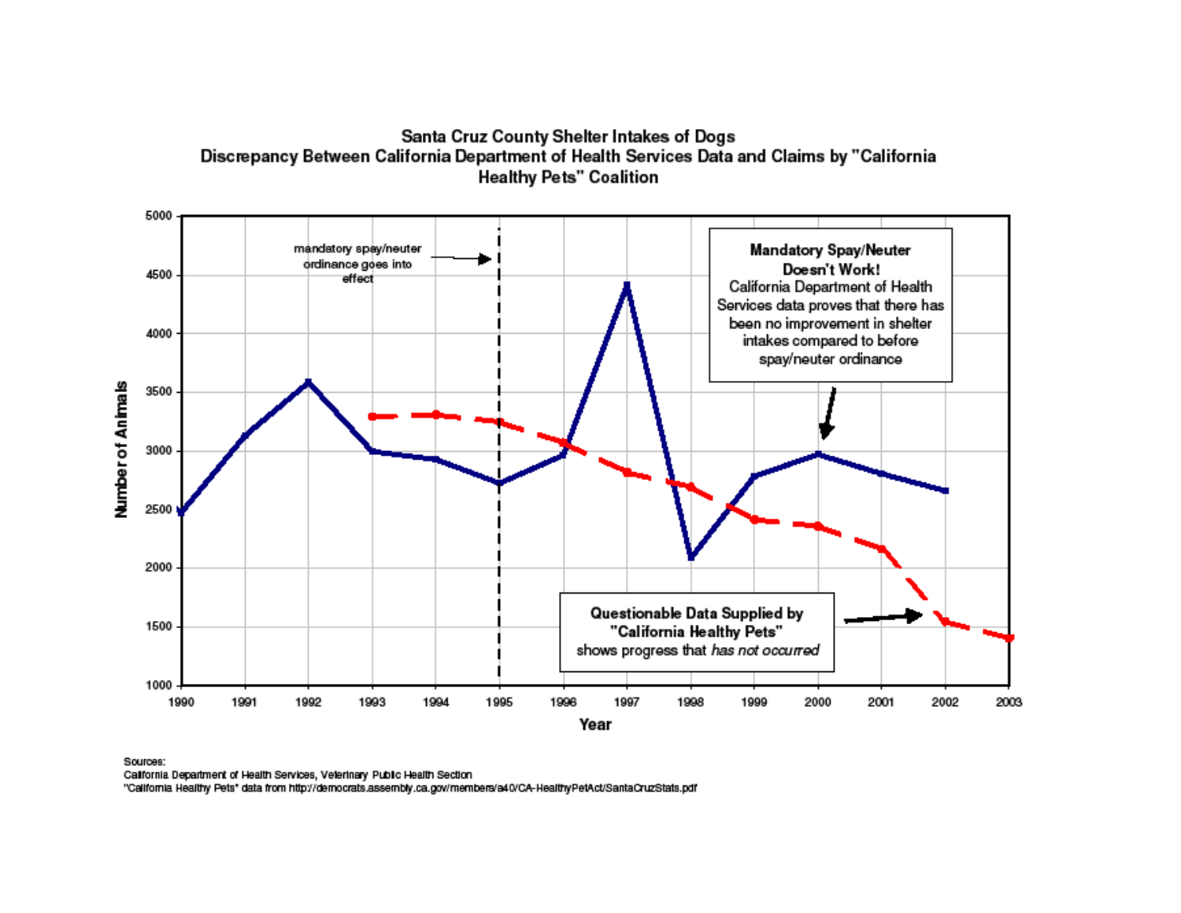## Santa Cruz County Shelter Intakes of Dogs
### Discrepancy Between California Department of Health Services Data and Claims by "California Healthy Pets" Coalition

mandatory spay/neuter ordinance goes into effect

**Mandatory Spay/Neuter Doesn't Work!**
California Department of Health Services data proves that there has been no improvement in shelter intakes compared to before spay/neuter ordinance

**Questionable Data Supplied by "California Healthy Pets"**
shows progress that *has not occurred*

Number of Animals

Year

Sources:
California Department of Health Services, Veterinary Public Health Section
"California Healthy Pets" data from http://democrats.assembly.ca.gov/members/a40/CA-HealthyPetAct/SantaCruzStats.pdf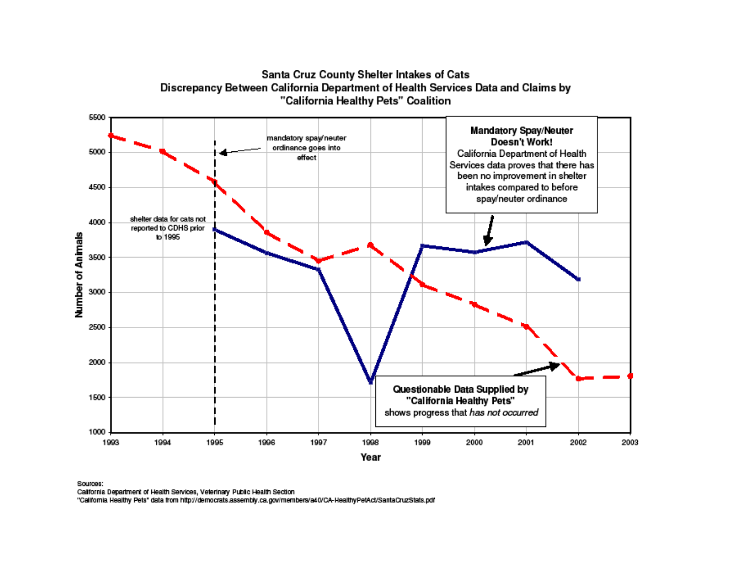## Santa Cruz County Shelter Intakes of Cats
## Discrepancy Between California Department of Health Services Data and Claims by "California Healthy Pets" Coalition

mandatory spay/neuter ordinance goes into effect

shelter data for cats not reported to CDHS prior to 1995

**Mandatory Spay/Neuter Doesn't Work!**
California Department of Health Services data proves that there has been no improvement in shelter intakes compared to before spay/neuter ordinance

**Questionable Data Supplied by "California Healthy Pets"**
shows progress that *has not occurred*

Number of Animals

Year

Sources:
California Department of Health Services, Veterinary Public Health Section
"California Healthy Pets" data from http://democrats.assembly.ca.gov/members/a40/CA-HealthyPetAct/SantaCruzStats.pdf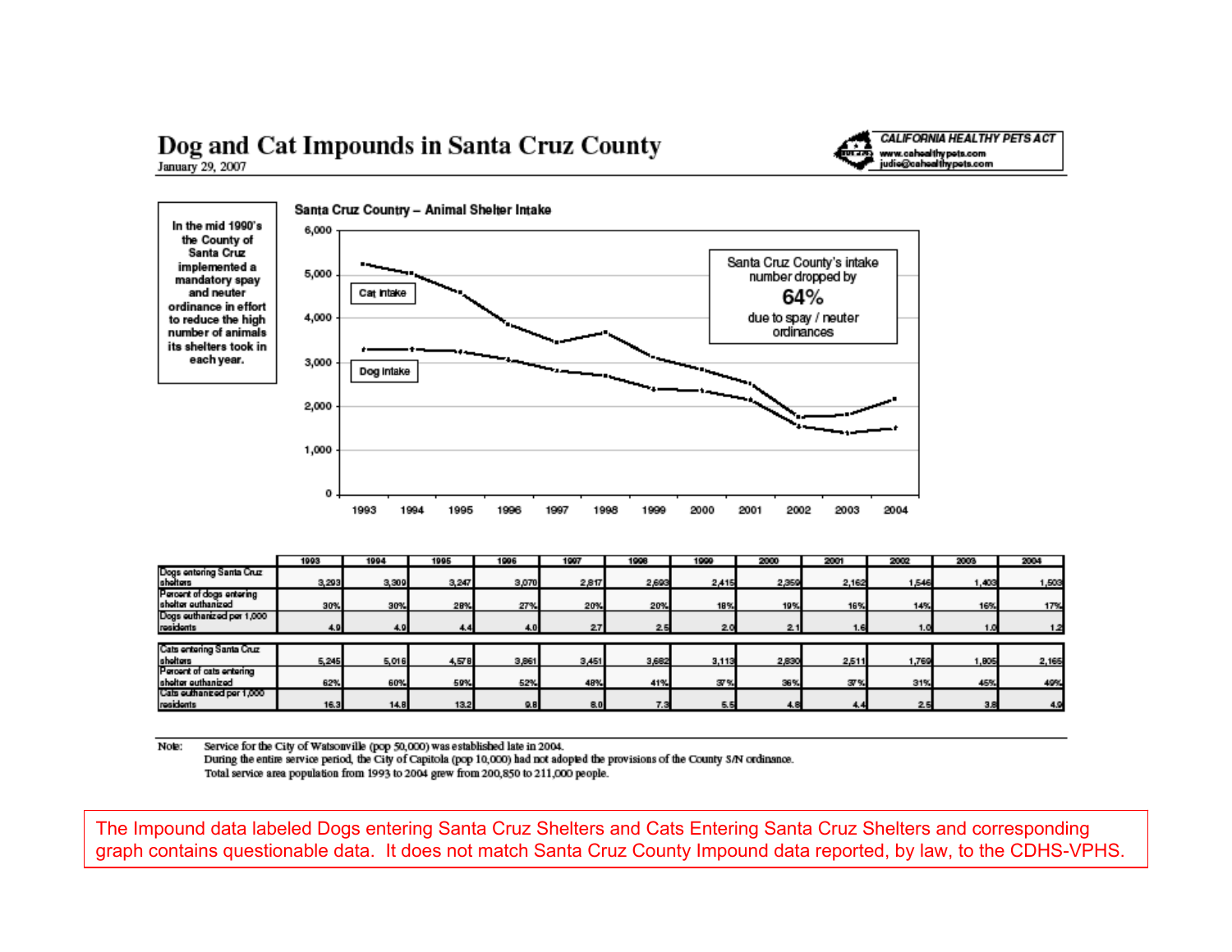# Dog and Cat Impounds in Santa Cruz County

January 29, 2007

CALIFORNIA HEALTHY PETS ACT
www.cahealthypets.com
judie@cahealthypets.com

In the mid 1990's the County of Santa Cruz implemented a mandatory spay and neuter ordinance in effort to reduce the high number of animals its shelters took in each year.

Santa Cruz Country – Animal Shelter Intake

Santa Cruz County's intake number dropped by **64%** due to spay / neuter ordinances

Cat Intake

Dog Intake

| | 1993 | 1994 | 1995 | 1996 | 1997 | 1998 | 1999 | 2000 | 2001 | 2002 | 2003 | 2004 |
|---|---|---|---|---|---|---|---|---|---|---|---|---|
| Dogs entering Santa Cruz shelters | 3,293 | 3,309 | 3,247 | 3,070 | 2,817 | 2,693 | 2,415 | 2,359 | 2,162 | 1,546 | 1,403 | 1,503 |
| Percent of dogs entering shelter euthanized | 30% | 30% | 28% | 27% | 20% | 20% | 18% | 19% | 16% | 14% | 16% | 17% |
| Dogs euthanized per 1,000 residents | 4.9 | 4.9 | 4.4 | 4.0 | 2.7 | 2.5 | 2.0 | 2.1 | 1.6 | 1.0 | 1.0 | 1.2 |
| Cats entering Santa Cruz shelters | 5,245 | 5,016 | 4,578 | 3,861 | 3,451 | 3,682 | 3,113 | 2,830 | 2,511 | 1,769 | 1,805 | 2,165 |
| Percent of cats entering shelter euthanized | 62% | 60% | 59% | 52% | 48% | 41% | 37% | 36% | 37% | 31% | 45% | 49% |
| Cats euthanized per 1,000 residents | 16.3 | 14.8 | 13.2 | 9.8 | 8.0 | 7.3 | 5.5 | 4.8 | 4.4 | 2.5 | 3.8 | 4.9 |

Note: Service for the City of Watsonville (pop 50,000) was established late in 2004.
During the entire service period, the City of Capitola (pop 10,000) had not adopted the provisions of the County S/N ordinance.
Total service area population from 1993 to 2004 grew from 200,850 to 211,000 people.

The Impound data labeled Dogs entering Santa Cruz Shelters and Cats Entering Santa Cruz Shelters and corresponding graph contains questionable data. It does not match Santa Cruz County Impound data reported, by law, to the CDHS-VPHS.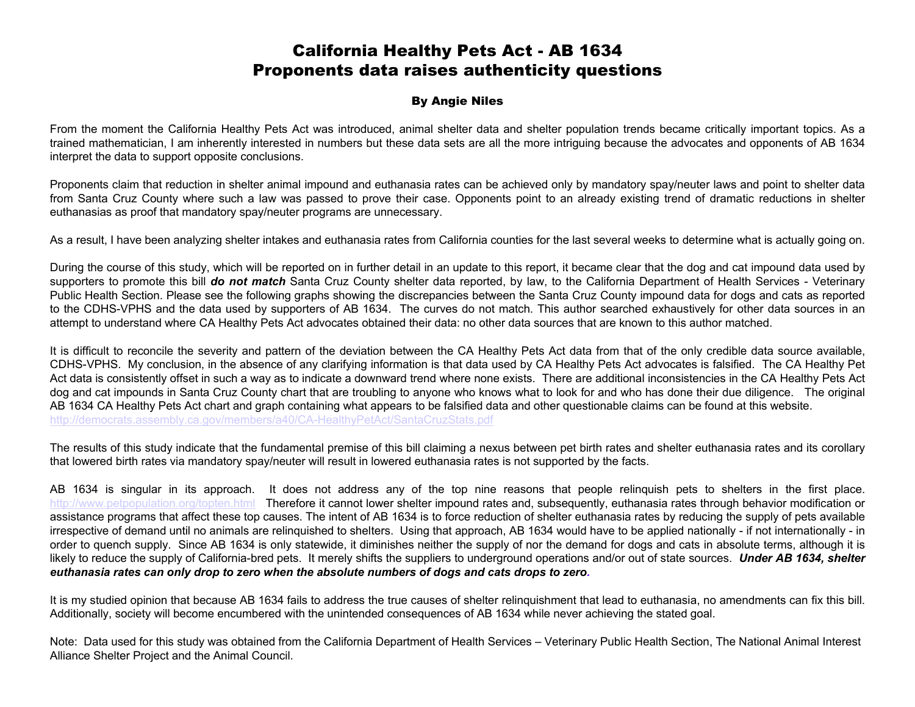# California Healthy Pets Act - AB 1634
# Proponents data raises authenticity questions

### By Angie Niles

From the moment the California Healthy Pets Act was introduced, animal shelter data and shelter population trends became critically important topics. As a trained mathematician, I am inherently interested in numbers but these data sets are all the more intriguing because the advocates and opponents of AB 1634 interpret the data to support opposite conclusions.

Proponents claim that reduction in shelter animal impound and euthanasia rates can be achieved only by mandatory spay/neuter laws and point to shelter data from Santa Cruz County where such a law was passed to prove their case. Opponents point to an already existing trend of dramatic reductions in shelter euthanasias as proof that mandatory spay/neuter programs are unnecessary.

As a result, I have been analyzing shelter intakes and euthanasia rates from California counties for the last several weeks to determine what is actually going on.

During the course of this study, which will be reported on in further detail in an update to this report, it became clear that the dog and cat impound data used by supporters to promote this bill ***do not match*** Santa Cruz County shelter data reported, by law, to the California Department of Health Services - Veterinary Public Health Section. Please see the following graphs showing the discrepancies between the Santa Cruz County impound data for dogs and cats as reported to the CDHS-VPHS and the data used by supporters of AB 1634. The curves do not match. This author searched exhaustively for other data sources in an attempt to understand where CA Healthy Pets Act advocates obtained their data: no other data sources that are known to this author matched.

It is difficult to reconcile the severity and pattern of the deviation between the CA Healthy Pets Act data from that of the only credible data source available, CDHS-VPHS. My conclusion, in the absence of any clarifying information is that data used by CA Healthy Pets Act advocates is falsified. The CA Healthy Pet Act data is consistently offset in such a way as to indicate a downward trend where none exists. There are additional inconsistencies in the CA Healthy Pets Act dog and cat impounds in Santa Cruz County chart that are troubling to anyone who knows what to look for and who has done their due diligence. The original AB 1634 CA Healthy Pets Act chart and graph containing what appears to be falsified data and other questionable claims can be found at this website. http://democrats.assembly.ca.gov/members/a40/CA-HealthyPetAct/SantaCruzStats.pdf

The results of this study indicate that the fundamental premise of this bill claiming a nexus between pet birth rates and shelter euthanasia rates and its corollary that lowered birth rates via mandatory spay/neuter will result in lowered euthanasia rates is not supported by the facts.

AB 1634 is singular in its approach. It does not address any of the top nine reasons that people relinquish pets to shelters in the first place. http://www.petpopulation.org/topten.html Therefore it cannot lower shelter impound rates and, subsequently, euthanasia rates through behavior modification or assistance programs that affect these top causes. The intent of AB 1634 is to force reduction of shelter euthanasia rates by reducing the supply of pets available irrespective of demand until no animals are relinquished to shelters. Using that approach, AB 1634 would have to be applied nationally - if not internationally - in order to quench supply. Since AB 1634 is only statewide, it diminishes neither the supply of nor the demand for dogs and cats in absolute terms, although it is likely to reduce the supply of California-bred pets. It merely shifts the suppliers to underground operations and/or out of state sources. ***Under AB 1634, shelter euthanasia rates can only drop to zero when the absolute numbers of dogs and cats drops to zero.***

It is my studied opinion that because AB 1634 fails to address the true causes of shelter relinquishment that lead to euthanasia, no amendments can fix this bill. Additionally, society will become encumbered with the unintended consequences of AB 1634 while never achieving the stated goal.

Note: Data used for this study was obtained from the California Department of Health Services – Veterinary Public Health Section, The National Animal Interest Alliance Shelter Project and the Animal Council.